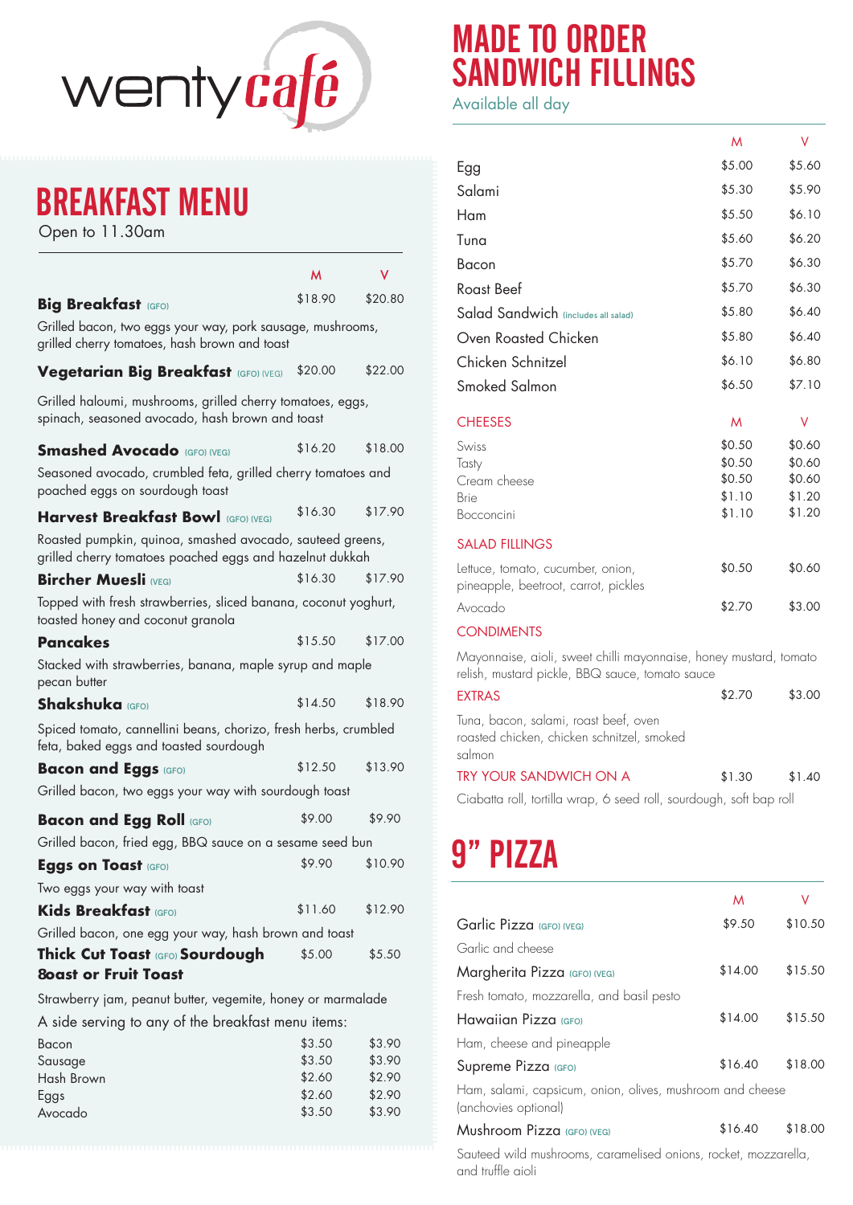# wentycafé

## BREAKFAST MENU

Open to 11.30am

| | M | V |
|---|---|---|
| **Big Breakfast** (GFO) | $18.90 | $20.80 |
| Grilled bacon, two eggs your way, pork sausage, mushrooms, grilled cherry tomatoes, hash brown and toast | | |
| **Vegetarian Big Breakfast** (GFO) (VEG) | $20.00 | $22.00 |
| Grilled haloumi, mushrooms, grilled cherry tomatoes, eggs, spinach, seasoned avocado, hash brown and toast | | |
| **Smashed Avocado** (GFO) (VEG) | $16.20 | $18.00 |
| Seasoned avocado, crumbled feta, grilled cherry tomatoes and poached eggs on sourdough toast | | |
| **Harvest Breakfast Bowl** (GFO) (VEG) | $16.30 | $17.90 |
| Roasted pumpkin, quinoa, smashed avocado, sauteed greens, grilled cherry tomatoes poached eggs and hazelnut dukkah | | |
| **Bircher Muesli** (VEG) | $16.30 | $17.90 |
| Topped with fresh strawberries, sliced banana, coconut yoghurt, toasted honey and coconut granola | | |
| **Pancakes** | $15.50 | $17.00 |
| Stacked with strawberries, banana, maple syrup and maple pecan butter | | |
| **Shakshuka** (GFO) | $14.50 | $18.90 |
| Spiced tomato, cannellini beans, chorizo, fresh herbs, crumbled feta, baked eggs and toasted sourdough | | |
| **Bacon and Eggs** (GFO) | $12.50 | $13.90 |
| Grilled bacon, two eggs your way with sourdough toast | | |
| **Bacon and Egg Roll** (GFO) | $9.00 | $9.90 |
| Grilled bacon, fried egg, BBQ sauce on a sesame seed bun | | |
| **Eggs on Toast** (GFO) | $9.90 | $10.90 |
| Two eggs your way with toast | | |
| **Kids Breakfast** (GFO) | $11.60 | $12.90 |
| Grilled bacon, one egg your way, hash brown and toast | | |
| **Thick Cut Toast** (GFO) **Sourdough 8oast or Fruit Toast** | $5.00 | $5.50 |
| Strawberry jam, peanut butter, vegemite, honey or marmalade | | |

A side serving to any of the breakfast menu items:

| | M | V |
|---|---|---|
| Bacon | $3.50 | $3.90 |
| Sausage | $3.50 | $3.90 |
| Hash Brown | $2.60 | $2.90 |
| Eggs | $2.60 | $2.90 |
| Avocado | $3.50 | $3.90 |

## MADE TO ORDER SANDWICH FILLINGS

Available all day

| | M | V |
|---|---|---|
| Egg | $5.00 | $5.60 |
| Salami | $5.30 | $5.90 |
| Ham | $5.50 | $6.10 |
| Tuna | $5.60 | $6.20 |
| Bacon | $5.70 | $6.30 |
| Roast Beef | $5.70 | $6.30 |
| Salad Sandwich (includes all salad) | $5.80 | $6.40 |
| Oven Roasted Chicken | $5.80 | $6.40 |
| Chicken Schnitzel | $6.10 | $6.80 |
| Smoked Salmon | $6.50 | $7.10 |

| CHEESES | M | V |
|---|---|---|
| Swiss | $0.50 | $0.60 |
| Tasty | $0.50 | $0.60 |
| Cream cheese | $0.50 | $0.60 |
| Brie | $1.10 | $1.20 |
| Bocconcini | $1.10 | $1.20 |

| SALAD FILLINGS | M | V |
|---|---|---|
| Lettuce, tomato, cucumber, onion, pineapple, beetroot, carrot, pickles | $0.50 | $0.60 |
| Avocado | $2.70 | $3.00 |

**CONDIMENTS**

Mayonnaise, aioli, sweet chilli mayonnaise, honey mustard, tomato relish, mustard pickle, BBQ sauce, tomato sauce

| EXTRAS | M | V |
|---|---|---|
| Tuna, bacon, salami, roast beef, oven roasted chicken, chicken schnitzel, smoked salmon | $2.70 | $3.00 |

| TRY YOUR SANDWICH ON A | M | V |
|---|---|---|
| Ciabatta roll, tortilla wrap, 6 seed roll, sourdough, soft bap roll | $1.30 | $1.40 |

## 9" PIZZA

| | M | V |
|---|---|---|
| Garlic Pizza (GFO) (VEG) | $9.50 | $10.50 |
| Garlic and cheese | | |
| Margherita Pizza (GFO) (VEG) | $14.00 | $15.50 |
| Fresh tomato, mozzarella, and basil pesto | | |
| Hawaiian Pizza (GFO) | $14.00 | $15.50 |
| Ham, cheese and pineapple | | |
| Supreme Pizza (GFO) | $16.40 | $18.00 |
| Ham, salami, capsicum, onion, olives, mushroom and cheese (anchovies optional) | | |
| Mushroom Pizza (GFO) (VEG) | $16.40 | $18.00 |
| Sauteed wild mushrooms, caramelised onions, rocket, mozzarella, and truffle aioli | | |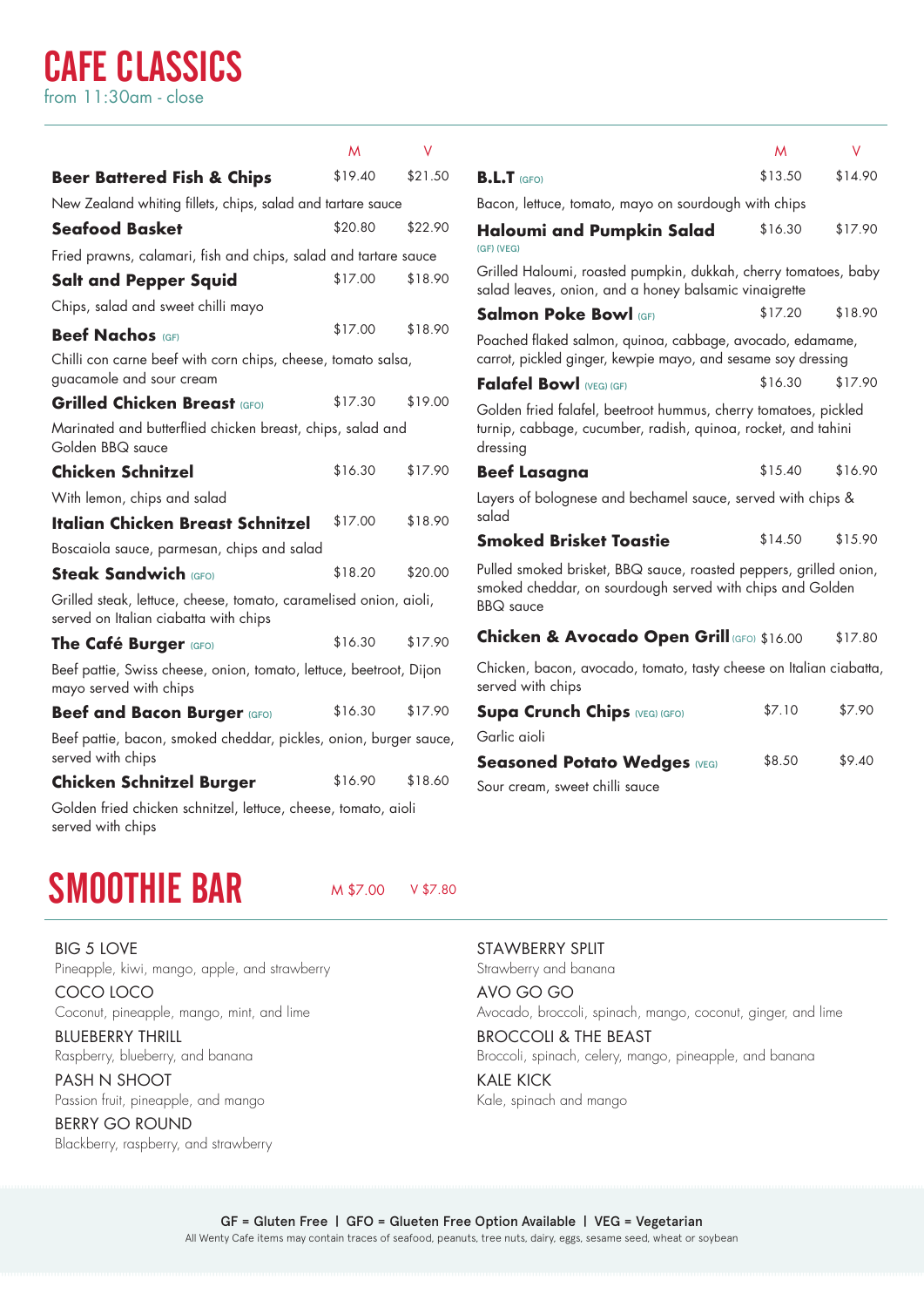# CAFE CLASSICS

from 11:30am - close

| | M | V |
|---|---|---|
| **Beer Battered Fish & Chips** | $19.40 | $21.50 |
| New Zealand whiting fillets, chips, salad and tartare sauce | | |
| **Seafood Basket** | $20.80 | $22.90 |
| Fried prawns, calamari, fish and chips, salad and tartare sauce | | |
| **Salt and Pepper Squid** | $17.00 | $18.90 |
| Chips, salad and sweet chilli mayo | | |
| **Beef Nachos** (GF) | $17.00 | $18.90 |
| Chilli con carne beef with corn chips, cheese, tomato salsa, guacamole and sour cream | | |
| **Grilled Chicken Breast** (GFO) | $17.30 | $19.00 |
| Marinated and butterflied chicken breast, chips, salad and Golden BBQ sauce | | |
| **Chicken Schnitzel** | $16.30 | $17.90 |
| With lemon, chips and salad | | |
| **Italian Chicken Breast Schnitzel** | $17.00 | $18.90 |
| Boscaiola sauce, parmesan, chips and salad | | |
| **Steak Sandwich** (GFO) | $18.20 | $20.00 |
| Grilled steak, lettuce, cheese, tomato, caramelised onion, aioli, served on Italian ciabatta with chips | | |
| **The Café Burger** (GFO) | $16.30 | $17.90 |
| Beef pattie, Swiss cheese, onion, tomato, lettuce, beetroot, Dijon mayo served with chips | | |
| **Beef and Bacon Burger** (GFO) | $16.30 | $17.90 |
| Beef pattie, bacon, smoked cheddar, pickles, onion, burger sauce, served with chips | | |
| **Chicken Schnitzel Burger** | $16.90 | $18.60 |
| Golden fried chicken schnitzel, lettuce, cheese, tomato, aioli served with chips | | |
| **B.L.T** (GFO) | $13.50 | $14.90 |
| Bacon, lettuce, tomato, mayo on sourdough with chips | | |
| **Haloumi and Pumpkin Salad** (GF) (VEG) | $16.30 | $17.90 |
| Grilled Haloumi, roasted pumpkin, dukkah, cherry tomatoes, baby salad leaves, onion, and a honey balsamic vinaigrette | | |
| **Salmon Poke Bowl** (GF) | $17.20 | $18.90 |
| Poached flaked salmon, quinoa, cabbage, avocado, edamame, carrot, pickled ginger, kewpie mayo, and sesame soy dressing | | |
| **Falafel Bowl** (VEG) (GF) | $16.30 | $17.90 |
| Golden fried falafel, beetroot hummus, cherry tomatoes, pickled turnip, cabbage, cucumber, radish, quinoa, rocket, and tahini dressing | | |
| **Beef Lasagna** | $15.40 | $16.90 |
| Layers of bolognese and bechamel sauce, served with chips & salad | | |
| **Smoked Brisket Toastie** | $14.50 | $15.90 |
| Pulled smoked brisket, BBQ sauce, roasted peppers, grilled onion, smoked cheddar, on sourdough served with chips and Golden BBQ sauce | | |
| **Chicken & Avocado Open Grill** (GFO) | $16.00 | $17.80 |
| Chicken, bacon, avocado, tomato, tasty cheese on Italian ciabatta, served with chips | | |
| **Supa Crunch Chips** (VEG) (GFO) | $7.10 | $7.90 |
| Garlic aioli | | |
| **Seasoned Potato Wedges** (VEG) | $8.50 | $9.40 |
| Sour cream, sweet chilli sauce | | |

# SMOOTHIE BAR

M $7.00 V $7.80

BIG 5 LOVE
Pineapple, kiwi, mango, apple, and strawberry

COCO LOCO
Coconut, pineapple, mango, mint, and lime

BLUEBERRY THRILL
Raspberry, blueberry, and banana

PASH N SHOOT
Passion fruit, pineapple, and mango

BERRY GO ROUND
Blackberry, raspberry, and strawberry

STAWBERRY SPLIT
Strawberry and banana

AVO GO GO
Avocado, broccoli, spinach, mango, coconut, ginger, and lime

BROCCOLI & THE BEAST
Broccoli, spinach, celery, mango, pineapple, and banana

KALE KICK
Kale, spinach and mango

**GF = Gluten Free | GFO = Glueten Free Option Available | VEG = Vegetarian**

All Wenty Cafe items may contain traces of seafood, peanuts, tree nuts, dairy, eggs, sesame seed, wheat or soybean